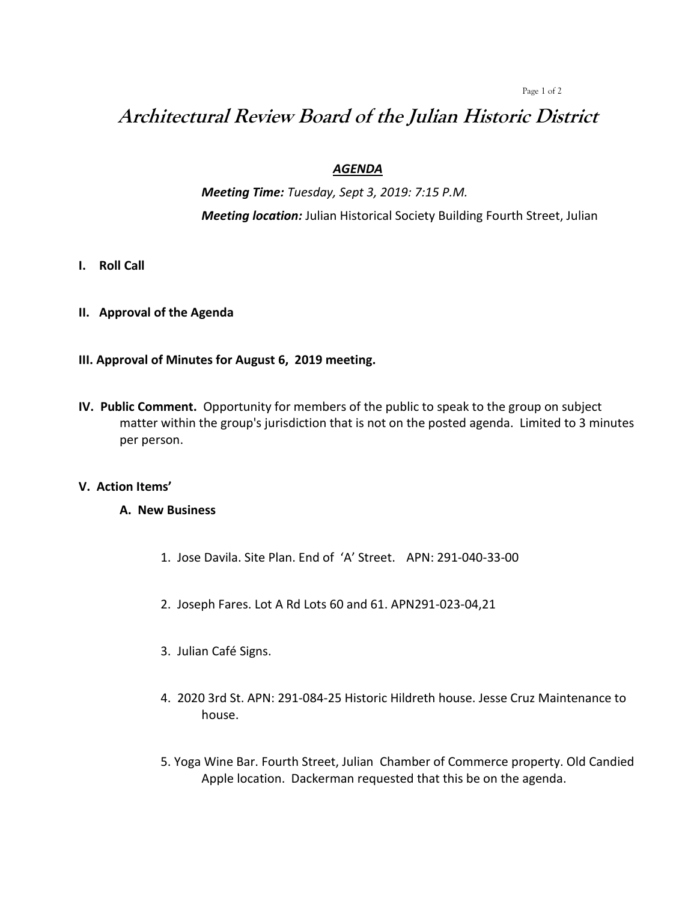# *Architectural Review Board of the Julian Historic District*

***AGENDA***

***Meeting Time:*** *Tuesday, Sept 3, 2019: 7:15 P.M.*

***Meeting location:*** Julian Historical Society Building Fourth Street, Julian

**I. Roll Call**

**II. Approval of the Agenda**

**III. Approval of Minutes for August 6, 2019 meeting.**

**IV. Public Comment.** Opportunity for members of the public to speak to the group on subject matter within the group's jurisdiction that is not on the posted agenda. Limited to 3 minutes per person.

**V. Action Items'**

**A. New Business**

1. Jose Davila. Site Plan. End of 'A' Street. APN: 291-040-33-00

2. Joseph Fares. Lot A Rd Lots 60 and 61. APN291-023-04,21

3. Julian Café Signs.

4. 2020 3rd St. APN: 291-084-25 Historic Hildreth house. Jesse Cruz Maintenance to house.

5. Yoga Wine Bar. Fourth Street, Julian Chamber of Commerce property. Old Candied Apple location. Dackerman requested that this be on the agenda.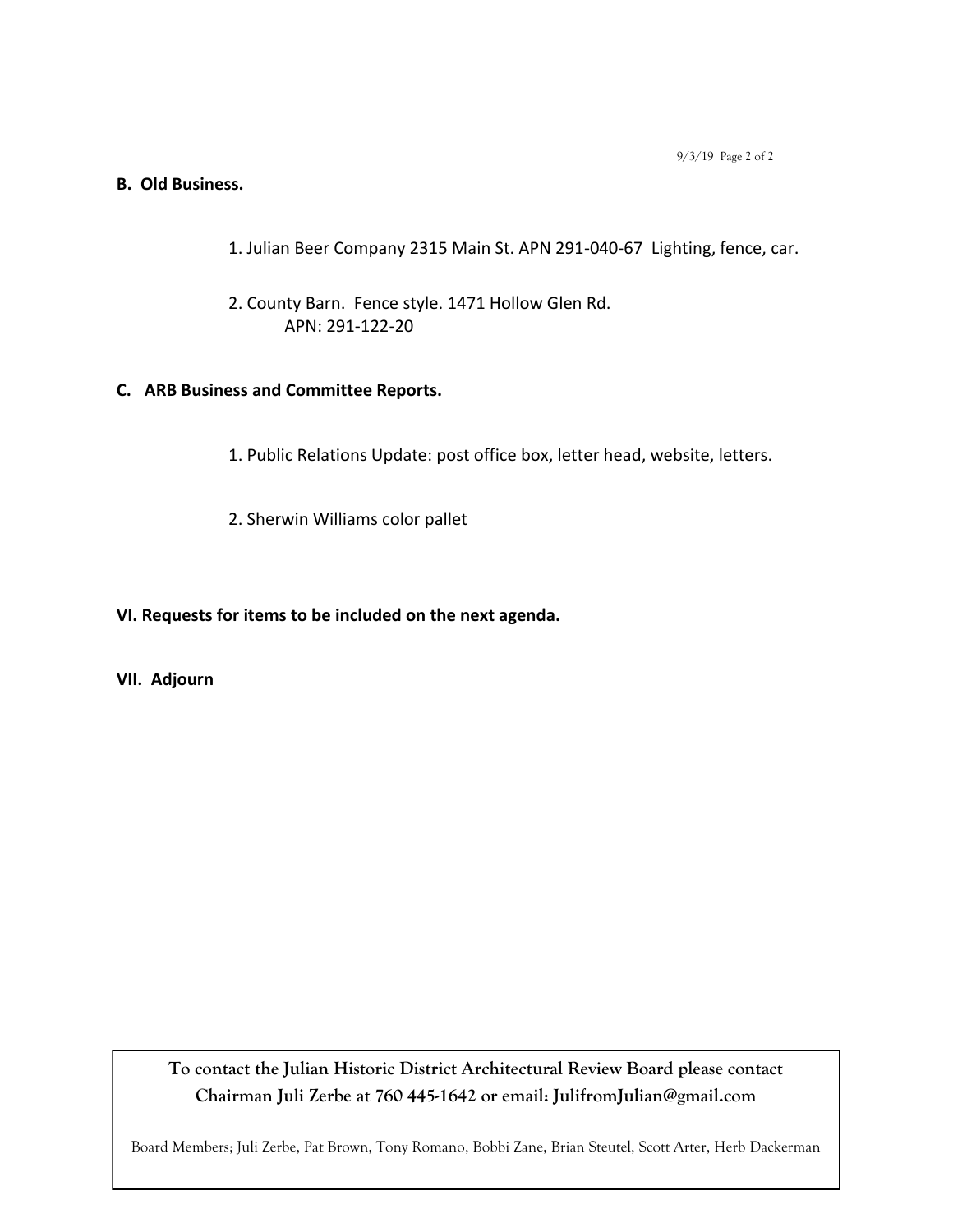**B. Old Business.**

1. Julian Beer Company 2315 Main St. APN 291-040-67 Lighting, fence, car.

2. County Barn. Fence style. 1471 Hollow Glen Rd.
   APN: 291-122-20

**C. ARB Business and Committee Reports.**

1. Public Relations Update: post office box, letter head, website, letters.

2. Sherwin Williams color pallet

**VI. Requests for items to be included on the next agenda.**

**VII. Adjourn**

**To contact the Julian Historic District Architectural Review Board please contact Chairman Juli Zerbe at 760 445-1642 or email: JulifromJulian@gmail.com**

Board Members; Juli Zerbe, Pat Brown, Tony Romano, Bobbi Zane, Brian Steutel, Scott Arter, Herb Dackerman